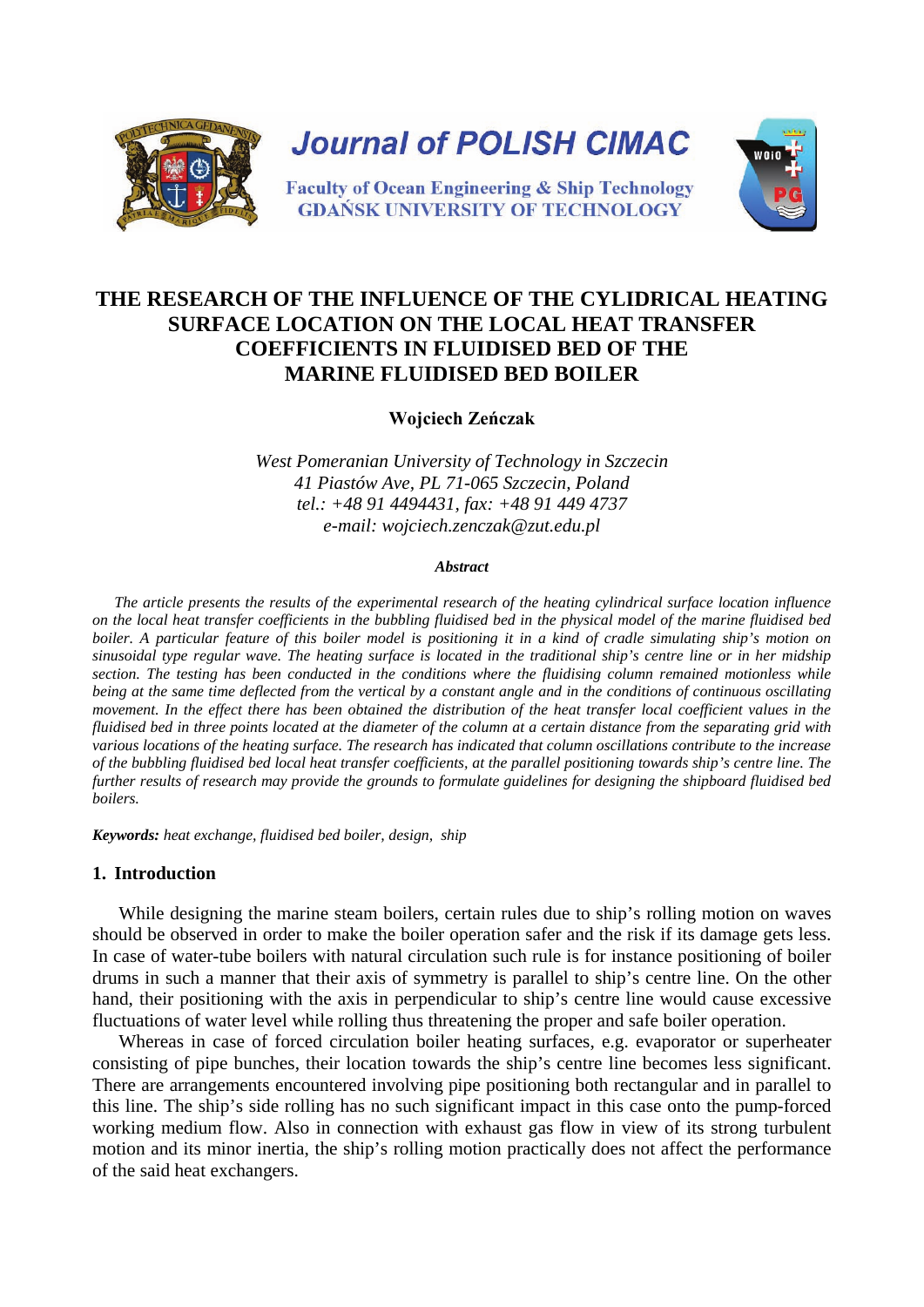Journal of POLISH CIMAC

Faculty of Ocean Engineering & Ship Technology
GDAŃSK UNIVERSITY OF TECHNOLOGY

# THE RESEARCH OF THE INFLUENCE OF THE CYLIDRICAL HEATING SURFACE LOCATION ON THE LOCAL HEAT TRANSFER COEFFICIENTS IN FLUIDISED BED OF THE MARINE FLUIDISED BED BOILER

**Wojciech Zeńczak**

*West Pomeranian University of Technology in Szczecin*
*41 Piastów Ave, PL 71-065 Szczecin, Poland*
*tel.: +48 91 4494431, fax: +48 91 449 4737*
*e-mail: wojciech.zenczak@zut.edu.pl*

***Abstract***

*The article presents the results of the experimental research of the heating cylindrical surface location influence on the local heat transfer coefficients in the bubbling fluidised bed in the physical model of the marine fluidised bed boiler. A particular feature of this boiler model is positioning it in a kind of cradle simulating ship's motion on sinusoidal type regular wave. The heating surface is located in the traditional ship's centre line or in her midship section. The testing has been conducted in the conditions where the fluidising column remained motionless while being at the same time deflected from the vertical by a constant angle and in the conditions of continuous oscillating movement. In the effect there has been obtained the distribution of the heat transfer local coefficient values in the fluidised bed in three points located at the diameter of the column at a certain distance from the separating grid with various locations of the heating surface. The research has indicated that column oscillations contribute to the increase of the bubbling fluidised bed local heat transfer coefficients, at the parallel positioning towards ship's centre line. The further results of research may provide the grounds to formulate guidelines for designing the shipboard fluidised bed boilers.*

***Keywords:*** *heat exchange, fluidised bed boiler, design, ship*

## 1. Introduction

While designing the marine steam boilers, certain rules due to ship's rolling motion on waves should be observed in order to make the boiler operation safer and the risk if its damage gets less. In case of water-tube boilers with natural circulation such rule is for instance positioning of boiler drums in such a manner that their axis of symmetry is parallel to ship's centre line. On the other hand, their positioning with the axis in perpendicular to ship's centre line would cause excessive fluctuations of water level while rolling thus threatening the proper and safe boiler operation.

Whereas in case of forced circulation boiler heating surfaces, e.g. evaporator or superheater consisting of pipe bunches, their location towards the ship's centre line becomes less significant. There are arrangements encountered involving pipe positioning both rectangular and in parallel to this line. The ship's side rolling has no such significant impact in this case onto the pump-forced working medium flow. Also in connection with exhaust gas flow in view of its strong turbulent motion and its minor inertia, the ship's rolling motion practically does not affect the performance of the said heat exchangers.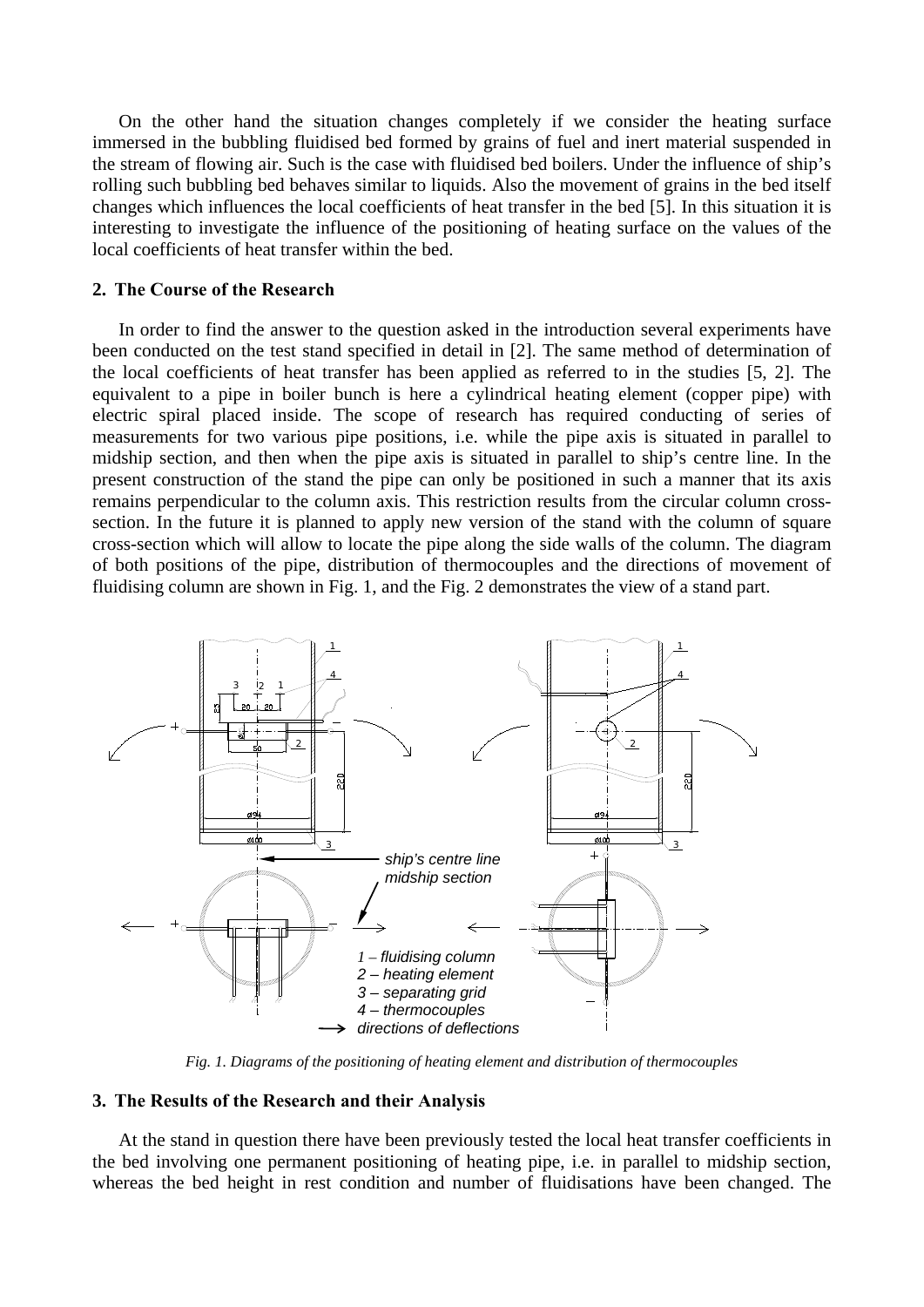On the other hand the situation changes completely if we consider the heating surface immersed in the bubbling fluidised bed formed by grains of fuel and inert material suspended in the stream of flowing air. Such is the case with fluidised bed boilers. Under the influence of ship's rolling such bubbling bed behaves similar to liquids. Also the movement of grains in the bed itself changes which influences the local coefficients of heat transfer in the bed [5]. In this situation it is interesting to investigate the influence of the positioning of heating surface on the values of the local coefficients of heat transfer within the bed.

## 2. The Course of the Research

In order to find the answer to the question asked in the introduction several experiments have been conducted on the test stand specified in detail in [2]. The same method of determination of the local coefficients of heat transfer has been applied as referred to in the studies [5, 2]. The equivalent to a pipe in boiler bunch is here a cylindrical heating element (copper pipe) with electric spiral placed inside. The scope of research has required conducting of series of measurements for two various pipe positions, i.e. while the pipe axis is situated in parallel to midship section, and then when the pipe axis is situated in parallel to ship's centre line. In the present construction of the stand the pipe can only be positioned in such a manner that its axis remains perpendicular to the column axis. This restriction results from the circular column cross-section. In the future it is planned to apply new version of the stand with the column of square cross-section which will allow to locate the pipe along the side walls of the column. The diagram of both positions of the pipe, distribution of thermocouples and the directions of movement of fluidising column are shown in Fig. 1, and the Fig. 2 demonstrates the view of a stand part.

*Fig. 1. Diagrams of the positioning of heating element and distribution of thermocouples*

## 3. The Results of the Research and their Analysis

At the stand in question there have been previously tested the local heat transfer coefficients in the bed involving one permanent positioning of heating pipe, i.e. in parallel to midship section, whereas the bed height in rest condition and number of fluidisations have been changed. The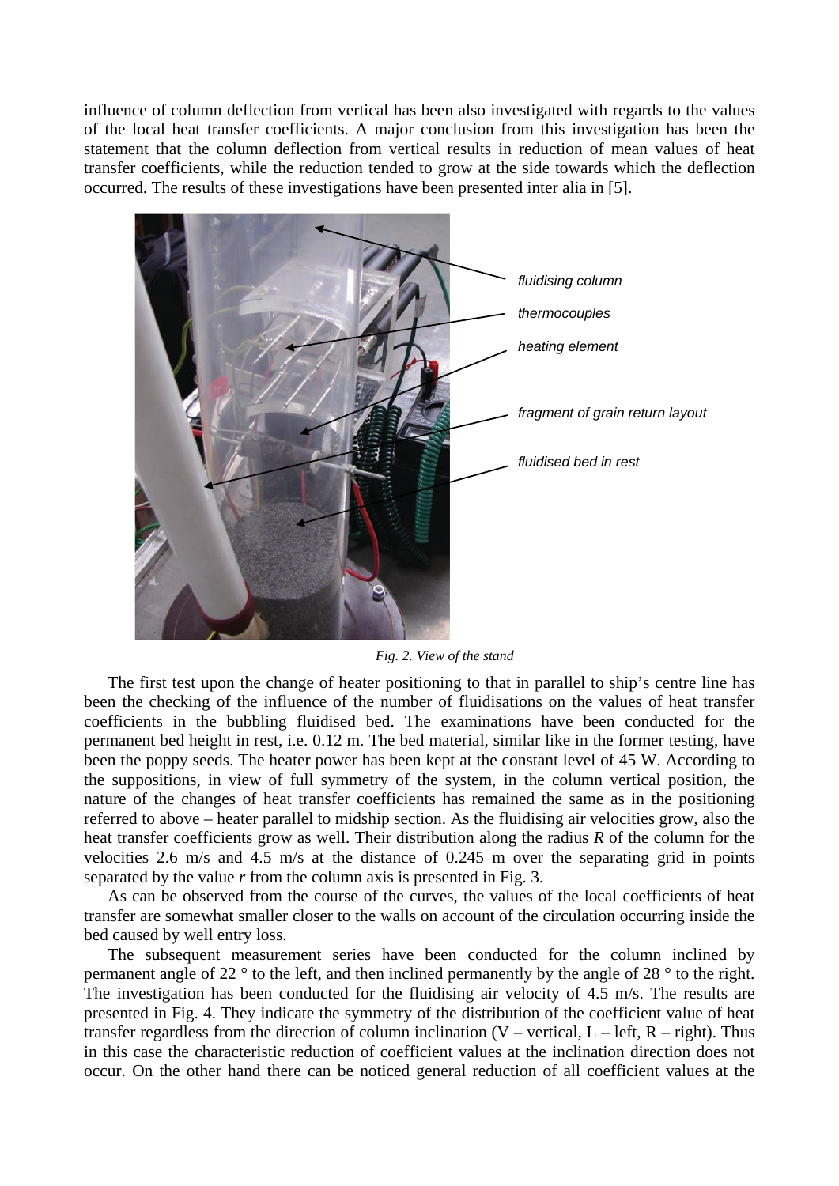influence of column deflection from vertical has been also investigated with regards to the values of the local heat transfer coefficients. A major conclusion from this investigation has been the statement that the column deflection from vertical results in reduction of mean values of heat transfer coefficients, while the reduction tended to grow at the side towards which the deflection occurred. The results of these investigations have been presented inter alia in [5].

*Fig. 2. View of the stand*

The first test upon the change of heater positioning to that in parallel to ship's centre line has been the checking of the influence of the number of fluidisations on the values of heat transfer coefficients in the bubbling fluidised bed. The examinations have been conducted for the permanent bed height in rest, i.e. 0.12 m. The bed material, similar like in the former testing, have been the poppy seeds. The heater power has been kept at the constant level of 45 W. According to the suppositions, in view of full symmetry of the system, in the column vertical position, the nature of the changes of heat transfer coefficients has remained the same as in the positioning referred to above – heater parallel to midship section. As the fluidising air velocities grow, also the heat transfer coefficients grow as well. Their distribution along the radius *R* of the column for the velocities 2.6 m/s and 4.5 m/s at the distance of 0.245 m over the separating grid in points separated by the value *r* from the column axis is presented in Fig. 3.

As can be observed from the course of the curves, the values of the local coefficients of heat transfer are somewhat smaller closer to the walls on account of the circulation occurring inside the bed caused by well entry loss.

The subsequent measurement series have been conducted for the column inclined by permanent angle of 22 ° to the left, and then inclined permanently by the angle of 28 ° to the right. The investigation has been conducted for the fluidising air velocity of 4.5 m/s. The results are presented in Fig. 4. They indicate the symmetry of the distribution of the coefficient value of heat transfer regardless from the direction of column inclination (V – vertical, L – left, R – right). Thus in this case the characteristic reduction of coefficient values at the inclination direction does not occur. On the other hand there can be noticed general reduction of all coefficient values at the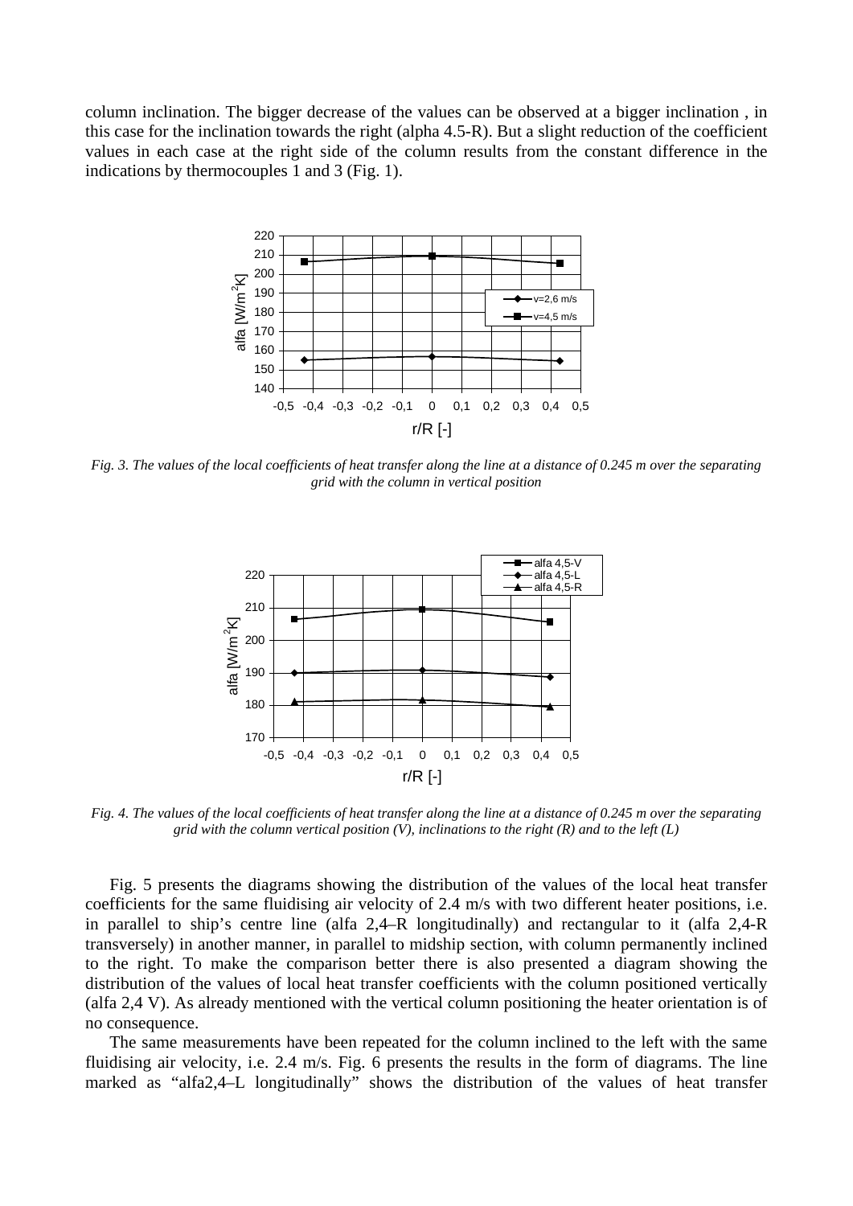column inclination. The bigger decrease of the values can be observed at a bigger inclination , in this case for the inclination towards the right (alpha 4.5-R). But a slight reduction of the coefficient values in each case at the right side of the column results from the constant difference in the indications by thermocouples 1 and 3 (Fig. 1).

*Fig. 3. The values of the local coefficients of heat transfer along the line at a distance of 0.245 m over the separating grid with the column in vertical position*

*Fig. 4. The values of the local coefficients of heat transfer along the line at a distance of 0.245 m over the separating grid with the column vertical position (V), inclinations to the right (R) and to the left (L)*

Fig. 5 presents the diagrams showing the distribution of the values of the local heat transfer coefficients for the same fluidising air velocity of 2.4 m/s with two different heater positions, i.e. in parallel to ship's centre line (alfa 2,4–R longitudinally) and rectangular to it (alfa 2,4-R transversely) in another manner, in parallel to midship section, with column permanently inclined to the right. To make the comparison better there is also presented a diagram showing the distribution of the values of local heat transfer coefficients with the column positioned vertically (alfa 2,4 V). As already mentioned with the vertical column positioning the heater orientation is of no consequence.

The same measurements have been repeated for the column inclined to the left with the same fluidising air velocity, i.e. 2.4 m/s. Fig. 6 presents the results in the form of diagrams. The line marked as "alfa2,4–L longitudinally" shows the distribution of the values of heat transfer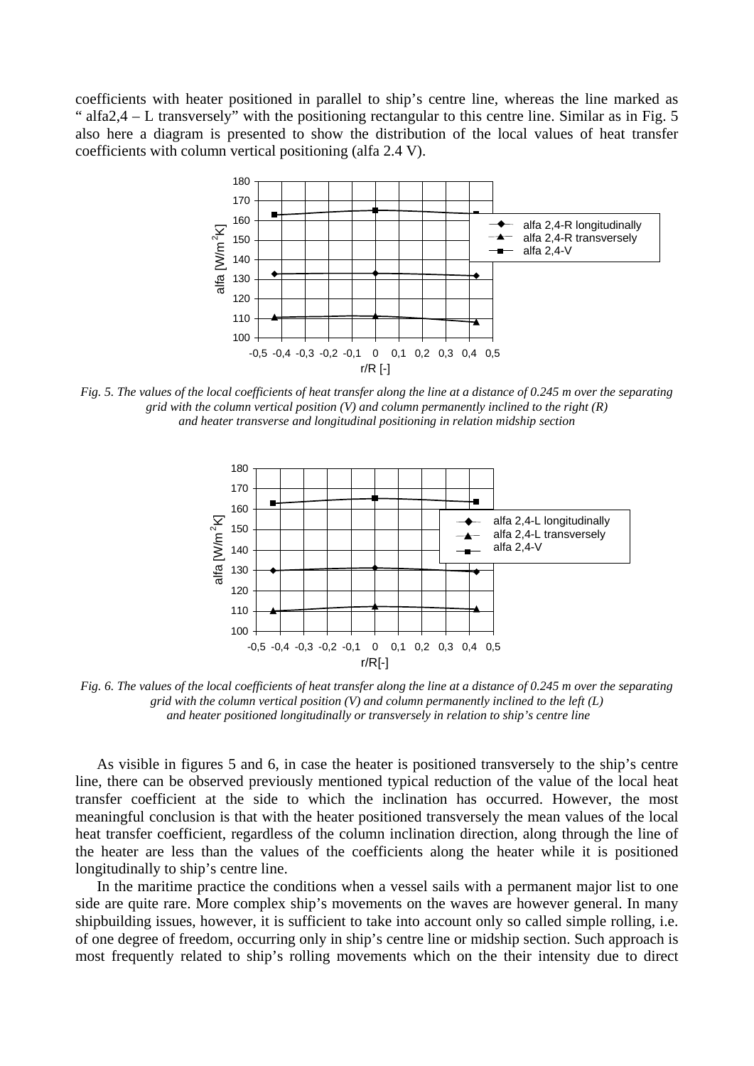coefficients with heater positioned in parallel to ship's centre line, whereas the line marked as " alfa2,4 – L transversely" with the positioning rectangular to this centre line. Similar as in Fig. 5 also here a diagram is presented to show the distribution of the local values of heat transfer coefficients with column vertical positioning (alfa 2.4 V).

*Fig. 5. The values of the local coefficients of heat transfer along the line at a distance of 0.245 m over the separating grid with the column vertical position (V) and column permanently inclined to the right (R) and heater transverse and longitudinal positioning in relation midship section*

*Fig. 6. The values of the local coefficients of heat transfer along the line at a distance of 0.245 m over the separating grid with the column vertical position (V) and column permanently inclined to the left (L) and heater positioned longitudinally or transversely in relation to ship's centre line*

As visible in figures 5 and 6, in case the heater is positioned transversely to the ship's centre line, there can be observed previously mentioned typical reduction of the value of the local heat transfer coefficient at the side to which the inclination has occurred. However, the most meaningful conclusion is that with the heater positioned transversely the mean values of the local heat transfer coefficient, regardless of the column inclination direction, along through the line of the heater are less than the values of the coefficients along the heater while it is positioned longitudinally to ship's centre line.

In the maritime practice the conditions when a vessel sails with a permanent major list to one side are quite rare. More complex ship's movements on the waves are however general. In many shipbuilding issues, however, it is sufficient to take into account only so called simple rolling, i.e. of one degree of freedom, occurring only in ship's centre line or midship section. Such approach is most frequently related to ship's rolling movements which on the their intensity due to direct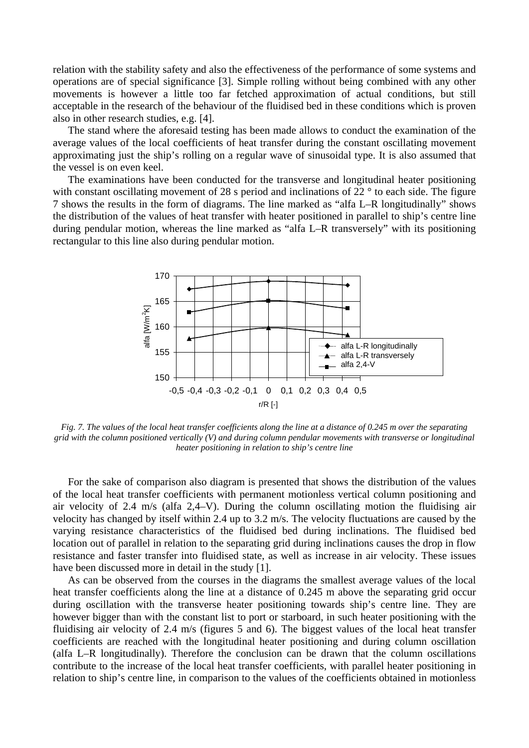relation with the stability safety and also the effectiveness of the performance of some systems and operations are of special significance [3]. Simple rolling without being combined with any other movements is however a little too far fetched approximation of actual conditions, but still acceptable in the research of the behaviour of the fluidised bed in these conditions which is proven also in other research studies, e.g. [4].

The stand where the aforesaid testing has been made allows to conduct the examination of the average values of the local coefficients of heat transfer during the constant oscillating movement approximating just the ship's rolling on a regular wave of sinusoidal type. It is also assumed that the vessel is on even keel.

The examinations have been conducted for the transverse and longitudinal heater positioning with constant oscillating movement of 28 s period and inclinations of 22 ° to each side. The figure 7 shows the results in the form of diagrams. The line marked as "alfa L–R longitudinally" shows the distribution of the values of heat transfer with heater positioned in parallel to ship's centre line during pendular motion, whereas the line marked as "alfa L–R transversely" with its positioning rectangular to this line also during pendular motion.

*Fig. 7. The values of the local heat transfer coefficients along the line at a distance of 0.245 m over the separating grid with the column positioned vertically (V) and during column pendular movements with transverse or longitudinal heater positioning in relation to ship's centre line*

For the sake of comparison also diagram is presented that shows the distribution of the values of the local heat transfer coefficients with permanent motionless vertical column positioning and air velocity of 2.4 m/s (alfa 2,4–V). During the column oscillating motion the fluidising air velocity has changed by itself within 2.4 up to 3.2 m/s. The velocity fluctuations are caused by the varying resistance characteristics of the fluidised bed during inclinations. The fluidised bed location out of parallel in relation to the separating grid during inclinations causes the drop in flow resistance and faster transfer into fluidised state, as well as increase in air velocity. These issues have been discussed more in detail in the study [1].

As can be observed from the courses in the diagrams the smallest average values of the local heat transfer coefficients along the line at a distance of 0.245 m above the separating grid occur during oscillation with the transverse heater positioning towards ship's centre line. They are however bigger than with the constant list to port or starboard, in such heater positioning with the fluidising air velocity of 2.4 m/s (figures 5 and 6). The biggest values of the local heat transfer coefficients are reached with the longitudinal heater positioning and during column oscillation (alfa L–R longitudinally). Therefore the conclusion can be drawn that the column oscillations contribute to the increase of the local heat transfer coefficients, with parallel heater positioning in relation to ship's centre line, in comparison to the values of the coefficients obtained in motionless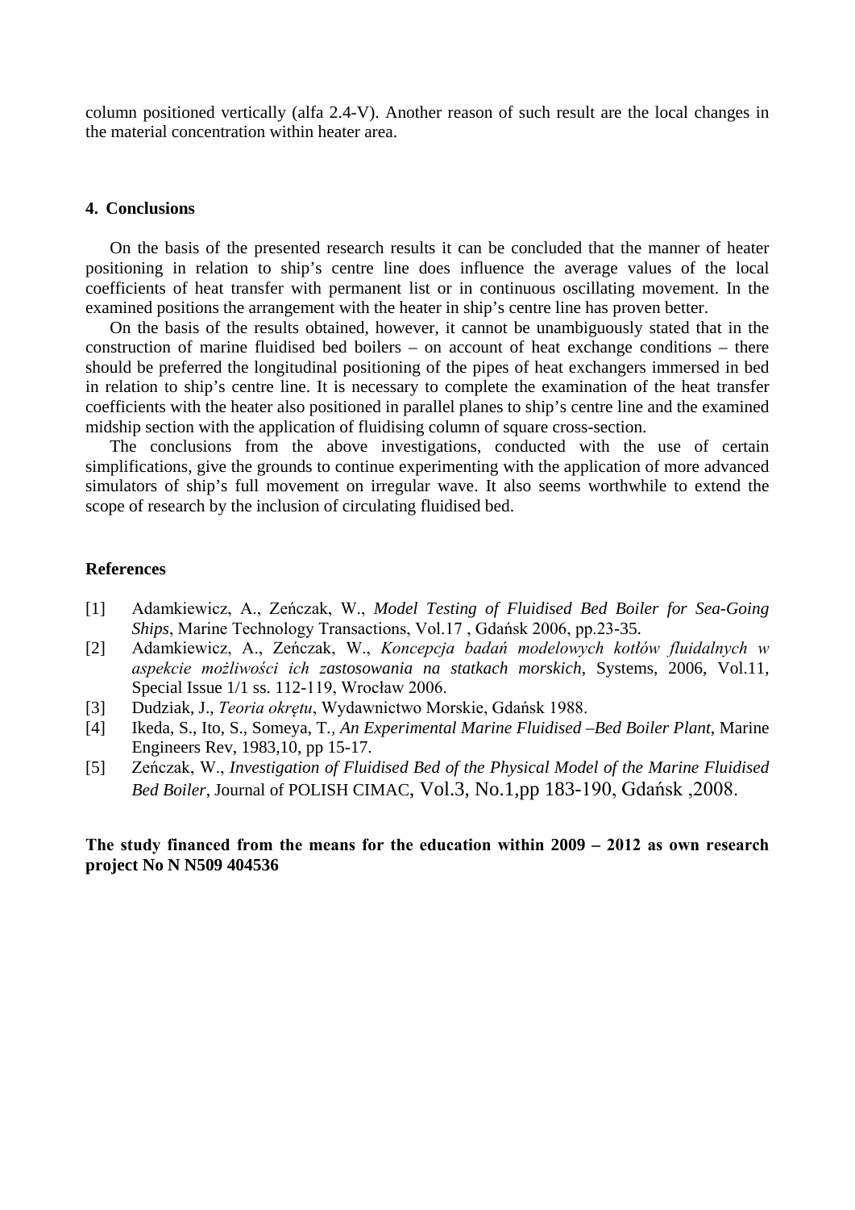column positioned vertically (alfa 2.4-V). Another reason of such result are the local changes in the material concentration within heater area.

## 4. Conclusions

On the basis of the presented research results it can be concluded that the manner of heater positioning in relation to ship's centre line does influence the average values of the local coefficients of heat transfer with permanent list or in continuous oscillating movement. In the examined positions the arrangement with the heater in ship's centre line has proven better.

On the basis of the results obtained, however, it cannot be unambiguously stated that in the construction of marine fluidised bed boilers – on account of heat exchange conditions – there should be preferred the longitudinal positioning of the pipes of heat exchangers immersed in bed in relation to ship's centre line. It is necessary to complete the examination of the heat transfer coefficients with the heater also positioned in parallel planes to ship's centre line and the examined midship section with the application of fluidising column of square cross-section.

The conclusions from the above investigations, conducted with the use of certain simplifications, give the grounds to continue experimenting with the application of more advanced simulators of ship's full movement on irregular wave. It also seems worthwhile to extend the scope of research by the inclusion of circulating fluidised bed.

## References

[1] Adamkiewicz, A., Zeńczak, W., *Model Testing of Fluidised Bed Boiler for Sea-Going Ships*, Marine Technology Transactions, Vol.17 , Gdańsk 2006, pp.23-35.

[2] Adamkiewicz, A., Zeńczak, W., *Koncepcja badań modelowych kotłów fluidalnych w aspekcie możliwości ich zastosowania na statkach morskich*, Systems, 2006, Vol.11, Special Issue 1/1 ss. 112-119, Wrocław 2006.

[3] Dudziak, J., *Teoria okrętu*, Wydawnictwo Morskie, Gdańsk 1988.

[4] Ikeda, S., Ito, S., Someya, T., *An Experimental Marine Fluidised –Bed Boiler Plant*, Marine Engineers Rev, 1983,10, pp 15-17.

[5] Zeńczak, W., *Investigation of Fluidised Bed of the Physical Model of the Marine Fluidised Bed Boiler*, Journal of POLISH CIMAC, Vol.3, No.1,pp 183-190, Gdańsk ,2008.

**The study financed from the means for the education within 2009 – 2012 as own research project No N N509 404536**